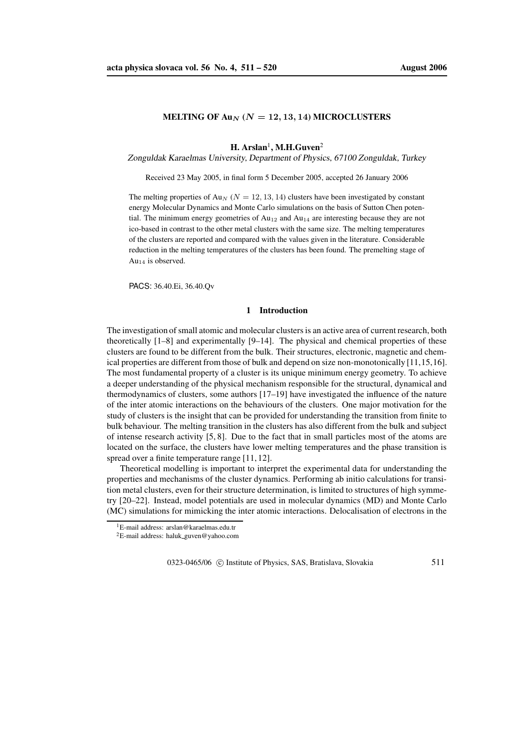# MELTING OF $Au_N$ ($N = 12, 13, 14$) MICROCLUSTERS

**H. Arslan[1], M.H.Guven[2]**

*Zonguldak Karaelmas University, Department of Physics, 67100 Zonguldak, Turkey*

Received 23 May 2005, in final form 5 December 2005, accepted 26 January 2006

The melting properties of $Au_N$ ($N = 12, 13, 14$) clusters have been investigated by constant energy Molecular Dynamics and Monte Carlo simulations on the basis of Sutton Chen potential. The minimum energy geometries of $Au_{12}$ and $Au_{14}$ are interesting because they are not ico-based in contrast to the other metal clusters with the same size. The melting temperatures of the clusters are reported and compared with the values given in the literature. Considerable reduction in the melting temperatures of the clusters has been found. The premelting stage of $Au_{14}$ is observed.

PACS: 36.40.Ei, 36.40.Qv

## 1 Introduction

The investigation of small atomic and molecular clusters is an active area of current research, both theoretically [1–8] and experimentally [9–14]. The physical and chemical properties of these clusters are found to be different from the bulk. Their structures, electronic, magnetic and chemical properties are different from those of bulk and depend on size non-monotonically [11,15,16]. The most fundamental property of a cluster is its unique minimum energy geometry. To achieve a deeper understanding of the physical mechanism responsible for the structural, dynamical and thermodynamics of clusters, some authors [17–19] have investigated the influence of the nature of the inter atomic interactions on the behaviours of the clusters. One major motivation for the study of clusters is the insight that can be provided for understanding the transition from finite to bulk behaviour. The melting transition in the clusters has also different from the bulk and subject of intense research activity [5, 8]. Due to the fact that in small particles most of the atoms are located on the surface, the clusters have lower melting temperatures and the phase transition is spread over a finite temperature range [11, 12].

Theoretical modelling is important to interpret the experimental data for understanding the properties and mechanisms of the cluster dynamics. Performing ab initio calculations for transition metal clusters, even for their structure determination, is limited to structures of high symmetry [20–22]. Instead, model potentials are used in molecular dynamics (MD) and Monte Carlo (MC) simulations for mimicking the inter atomic interactions. Delocalisation of electrons in the

[1] E-mail address: arslan@karaelmas.edu.tr

[2] E-mail address: haluk_guven@yahoo.com

0323-0465/06 © Institute of Physics, SAS, Bratislava, Slovakia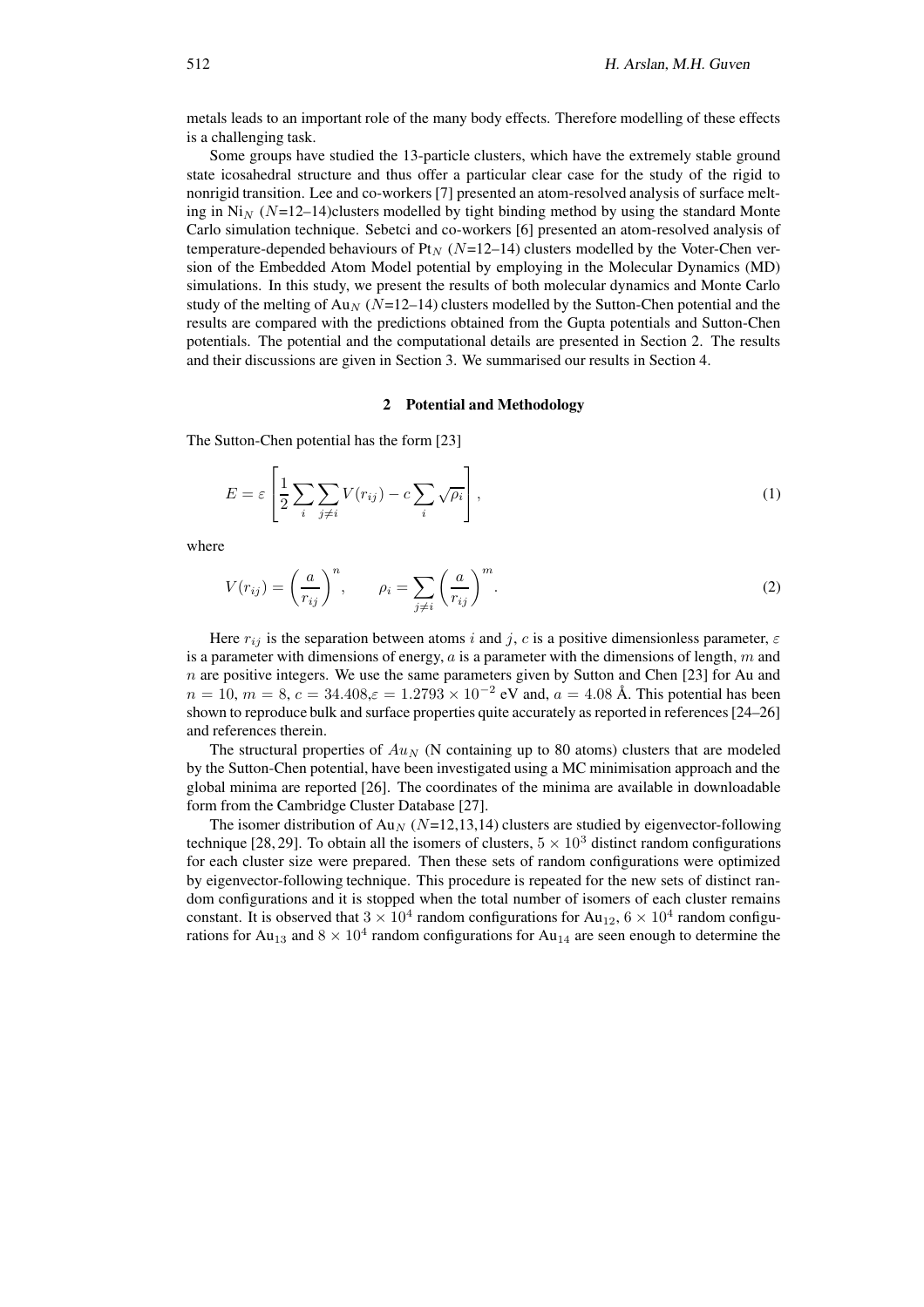metals leads to an important role of the many body effects. Therefore modelling of these effects is a challenging task.

Some groups have studied the 13-particle clusters, which have the extremely stable ground state icosahedral structure and thus offer a particular clear case for the study of the rigid to nonrigid transition. Lee and co-workers [7] presented an atom-resolved analysis of surface melting in $Ni_N$ ($N$=12–14)clusters modelled by tight binding method by using the standard Monte Carlo simulation technique. Sebetci and co-workers [6] presented an atom-resolved analysis of temperature-depended behaviours of $Pt_N$ ($N$=12–14) clusters modelled by the Voter-Chen version of the Embedded Atom Model potential by employing in the Molecular Dynamics (MD) simulations. In this study, we present the results of both molecular dynamics and Monte Carlo study of the melting of $Au_N$ ($N$=12–14) clusters modelled by the Sutton-Chen potential and the results are compared with the predictions obtained from the Gupta potentials and Sutton-Chen potentials. The potential and the computational details are presented in Section 2. The results and their discussions are given in Section 3. We summarised our results in Section 4.

## 2 Potential and Methodology

The Sutton-Chen potential has the form [23]

$$E = \varepsilon \left[ \frac{1}{2} \sum_i \sum_{j \neq i} V(r_{ij}) - c \sum_i \sqrt{\rho_i} \right], \tag{1}$$

where

$$V(r_{ij}) = \left( \frac{a}{r_{ij}} \right)^n, \qquad \rho_i = \sum_{j \neq i} \left( \frac{a}{r_{ij}} \right)^m. \tag{2}$$

Here $r_{ij}$ is the separation between atoms $i$ and $j$, $c$ is a positive dimensionless parameter, $\varepsilon$ is a parameter with dimensions of energy, $a$ is a parameter with the dimensions of length, $m$ and $n$ are positive integers. We use the same parameters given by Sutton and Chen [23] for Au and $n = 10$, $m = 8$, $c = 34.408$,$\varepsilon = 1.2793 \times 10^{-2}$ eV and, $a = 4.08$ Å. This potential has been shown to reproduce bulk and surface properties quite accurately as reported in references [24–26] and references therein.

The structural properties of $Au_N$ (N containing up to 80 atoms) clusters that are modeled by the Sutton-Chen potential, have been investigated using a MC minimisation approach and the global minima are reported [26]. The coordinates of the minima are available in downloadable form from the Cambridge Cluster Database [27].

The isomer distribution of $Au_N$ ($N$=12,13,14) clusters are studied by eigenvector-following technique [28, 29]. To obtain all the isomers of clusters, $5 \times 10^3$ distinct random configurations for each cluster size were prepared. Then these sets of random configurations were optimized by eigenvector-following technique. This procedure is repeated for the new sets of distinct random configurations and it is stopped when the total number of isomers of each cluster remains constant. It is observed that $3 \times 10^4$ random configurations for $Au_{12}$, $6 \times 10^4$ random configurations for $Au_{13}$ and $8 \times 10^4$ random configurations for $Au_{14}$ are seen enough to determine the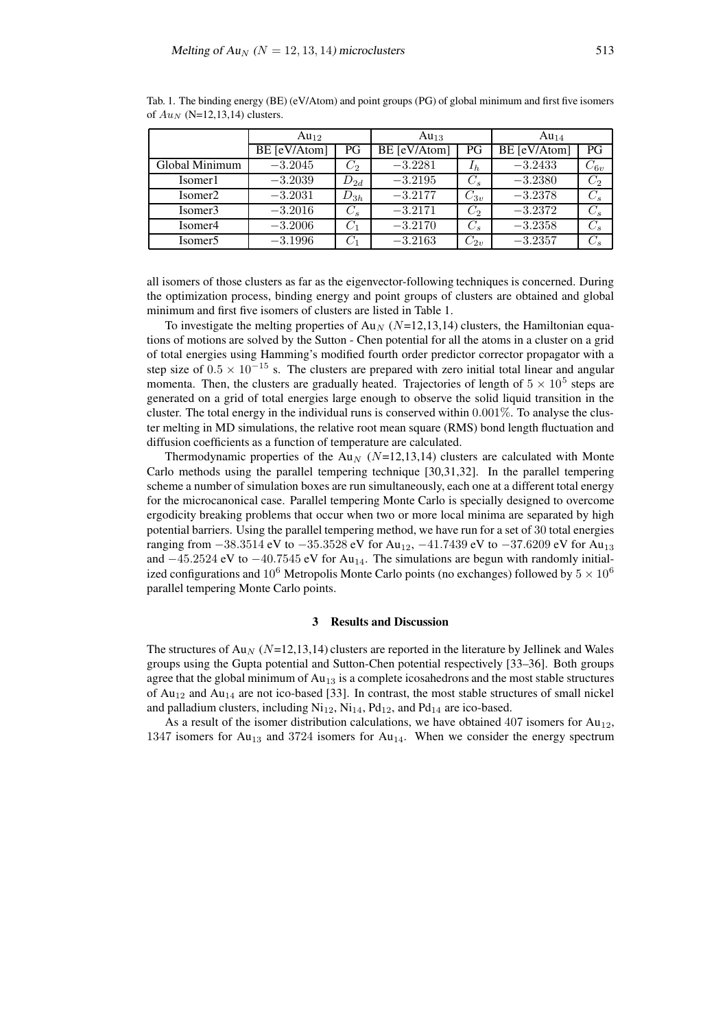Tab. 1. The binding energy (BE) (eV/Atom) and point groups (PG) of global minimum and first five isomers of $Au_N$ (N=12,13,14) clusters.

| | $Au_{12}$ | | $Au_{13}$ | | $Au_{14}$ | |
|---|---|---|---|---|---|---|
| | BE [eV/Atom] | PG | BE [eV/Atom] | PG | BE [eV/Atom] | PG |
| Global Minimum | $-3.2045$ | $C_2$ | $-3.2281$ | $I_h$ | $-3.2433$ | $C_{6v}$ |
| Isomer1 | $-3.2039$ | $D_{2d}$ | $-3.2195$ | $C_s$ | $-3.2380$ | $C_2$ |
| Isomer2 | $-3.2031$ | $D_{3h}$ | $-3.2177$ | $C_{3v}$ | $-3.2378$ | $C_s$ |
| Isomer3 | $-3.2016$ | $C_s$ | $-3.2171$ | $C_2$ | $-3.2372$ | $C_s$ |
| Isomer4 | $-3.2006$ | $C_1$ | $-3.2170$ | $C_s$ | $-3.2358$ | $C_s$ |
| Isomer5 | $-3.1996$ | $C_1$ | $-3.2163$ | $C_{2v}$ | $-3.2357$ | $C_s$ |

all isomers of those clusters as far as the eigenvector-following techniques is concerned. During the optimization process, binding energy and point groups of clusters are obtained and global minimum and first five isomers of clusters are listed in Table 1.

To investigate the melting properties of $Au_N$ ($N$=12,13,14) clusters, the Hamiltonian equations of motions are solved by the Sutton - Chen potential for all the atoms in a cluster on a grid of total energies using Hamming's modified fourth order predictor corrector propagator with a step size of $0.5 \times 10^{-15}$ s. The clusters are prepared with zero initial total linear and angular momenta. Then, the clusters are gradually heated. Trajectories of length of $5 \times 10^5$ steps are generated on a grid of total energies large enough to observe the solid liquid transition in the cluster. The total energy in the individual runs is conserved within $0.001\%$. To analyse the cluster melting in MD simulations, the relative root mean square (RMS) bond length fluctuation and diffusion coefficients as a function of temperature are calculated.

Thermodynamic properties of the $Au_N$ ($N$=12,13,14) clusters are calculated with Monte Carlo methods using the parallel tempering technique [30,31,32]. In the parallel tempering scheme a number of simulation boxes are run simultaneously, each one at a different total energy for the microcanonical case. Parallel tempering Monte Carlo is specially designed to overcome ergodicity breaking problems that occur when two or more local minima are separated by high potential barriers. Using the parallel tempering method, we have run for a set of 30 total energies ranging from $-38.3514$ eV to $-35.3528$ eV for $Au_{12}$, $-41.7439$ eV to $-37.6209$ eV for $Au_{13}$ and $-45.2524$ eV to $-40.7545$ eV for $Au_{14}$. The simulations are begun with randomly initialized configurations and $10^6$ Metropolis Monte Carlo points (no exchanges) followed by $5 \times 10^6$ parallel tempering Monte Carlo points.

## 3 Results and Discussion

The structures of $Au_N$ ($N$=12,13,14) clusters are reported in the literature by Jellinek and Wales groups using the Gupta potential and Sutton-Chen potential respectively [33–36]. Both groups agree that the global minimum of $Au_{13}$ is a complete icosahedrons and the most stable structures of $Au_{12}$ and $Au_{14}$ are not ico-based [33]. In contrast, the most stable structures of small nickel and palladium clusters, including $Ni_{12}$, $Ni_{14}$, $Pd_{12}$, and $Pd_{14}$ are ico-based.

As a result of the isomer distribution calculations, we have obtained 407 isomers for $Au_{12}$, 1347 isomers for $Au_{13}$ and 3724 isomers for $Au_{14}$. When we consider the energy spectrum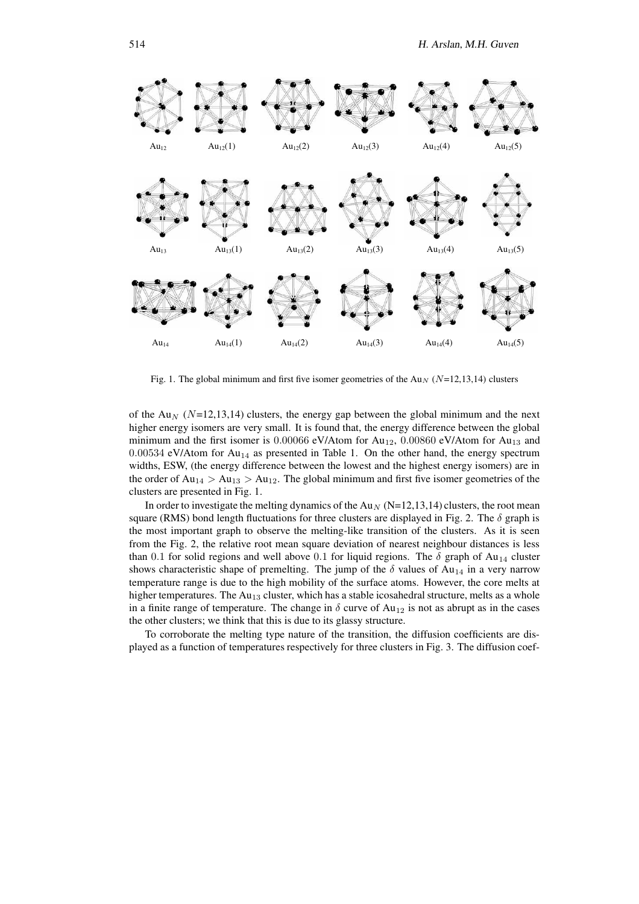Fig. 1. The global minimum and first five isomer geometries of the $Au_N$ ($N$=12,13,14) clusters

of the $Au_N$ ($N$=12,13,14) clusters, the energy gap between the global minimum and the next higher energy isomers are very small. It is found that, the energy difference between the global minimum and the first isomer is $0.00066$ eV/Atom for $Au_{12}$, $0.00860$ eV/Atom for $Au_{13}$ and $0.00534$ eV/Atom for $Au_{14}$ as presented in Table 1. On the other hand, the energy spectrum widths, ESW, (the energy difference between the lowest and the highest energy isomers) are in the order of $Au_{14} > Au_{13} > Au_{12}$. The global minimum and first five isomer geometries of the clusters are presented in Fig. 1.

In order to investigate the melting dynamics of the $Au_N$ (N=12,13,14) clusters, the root mean square (RMS) bond length fluctuations for three clusters are displayed in Fig. 2. The $\delta$ graph is the most important graph to observe the melting-like transition of the clusters. As it is seen from the Fig. 2, the relative root mean square deviation of nearest neighbour distances is less than $0.1$ for solid regions and well above $0.1$ for liquid regions. The $\delta$ graph of $Au_{14}$ cluster shows characteristic shape of premelting. The jump of the $\delta$ values of $Au_{14}$ in a very narrow temperature range is due to the high mobility of the surface atoms. However, the core melts at higher temperatures. The $Au_{13}$ cluster, which has a stable icosahedral structure, melts as a whole in a finite range of temperature. The change in $\delta$ curve of $Au_{12}$ is not as abrupt as in the cases the other clusters; we think that this is due to its glassy structure.

To corroborate the melting type nature of the transition, the diffusion coefficients are displayed as a function of temperatures respectively for three clusters in Fig. 3. The diffusion coef-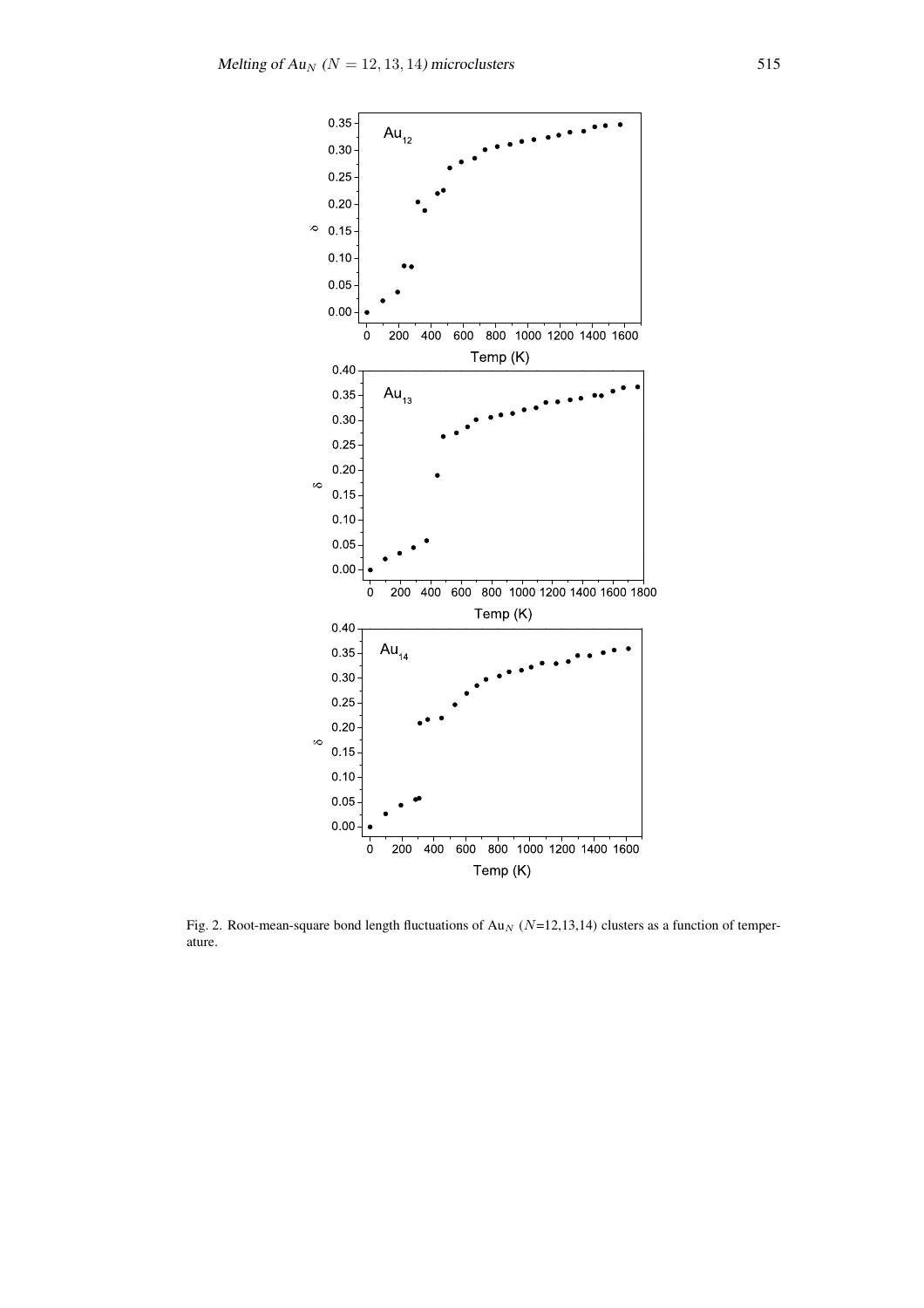Fig. 2. Root-mean-square bond length fluctuations of $Au_N$ ($N$=12,13,14) clusters as a function of temperature.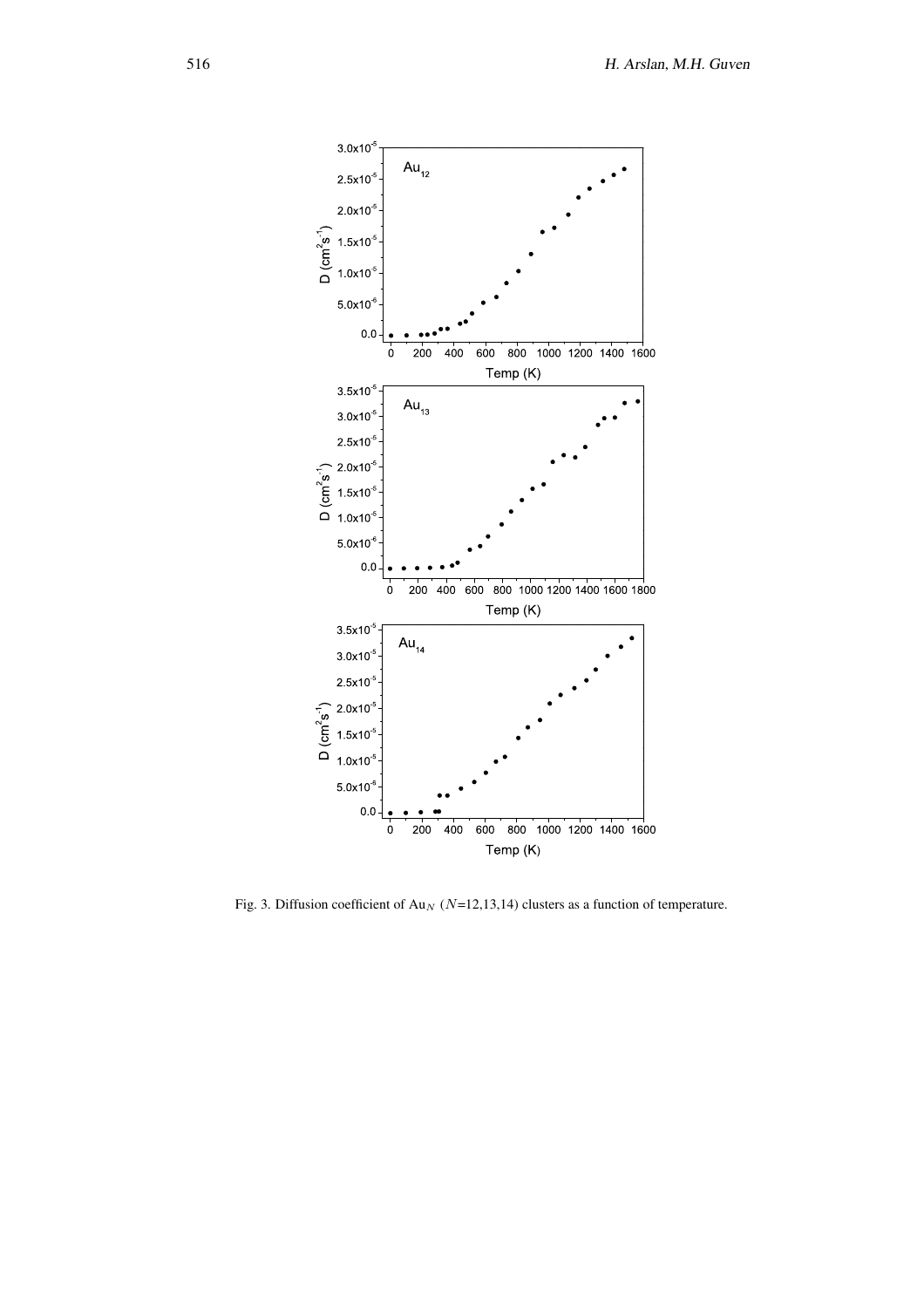Fig. 3. Diffusion coefficient of $Au_N$ ($N$=12,13,14) clusters as a function of temperature.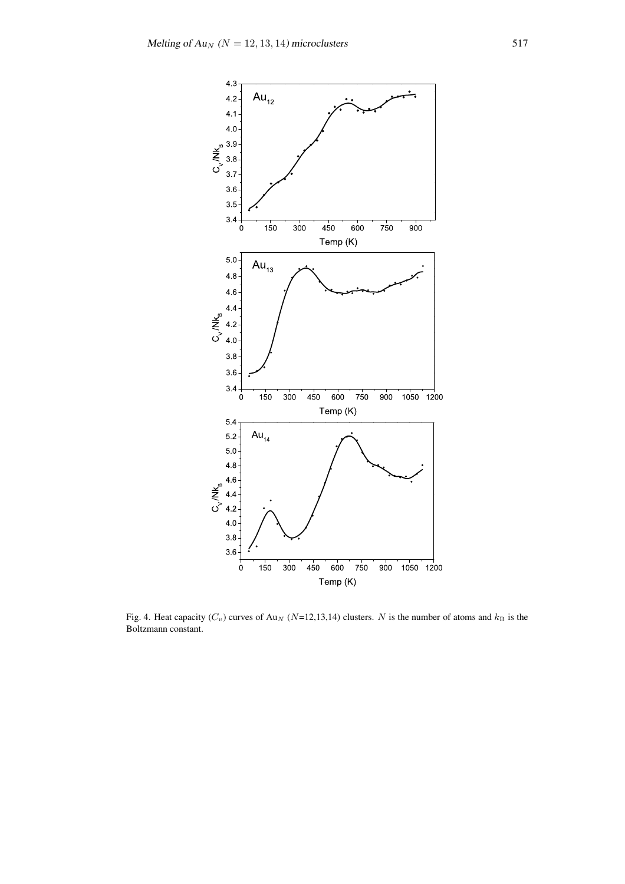Fig. 4. Heat capacity ($C_v$) curves of $Au_N$ ($N$=12,13,14) clusters. $N$ is the number of atoms and $k_B$ is the Boltzmann constant.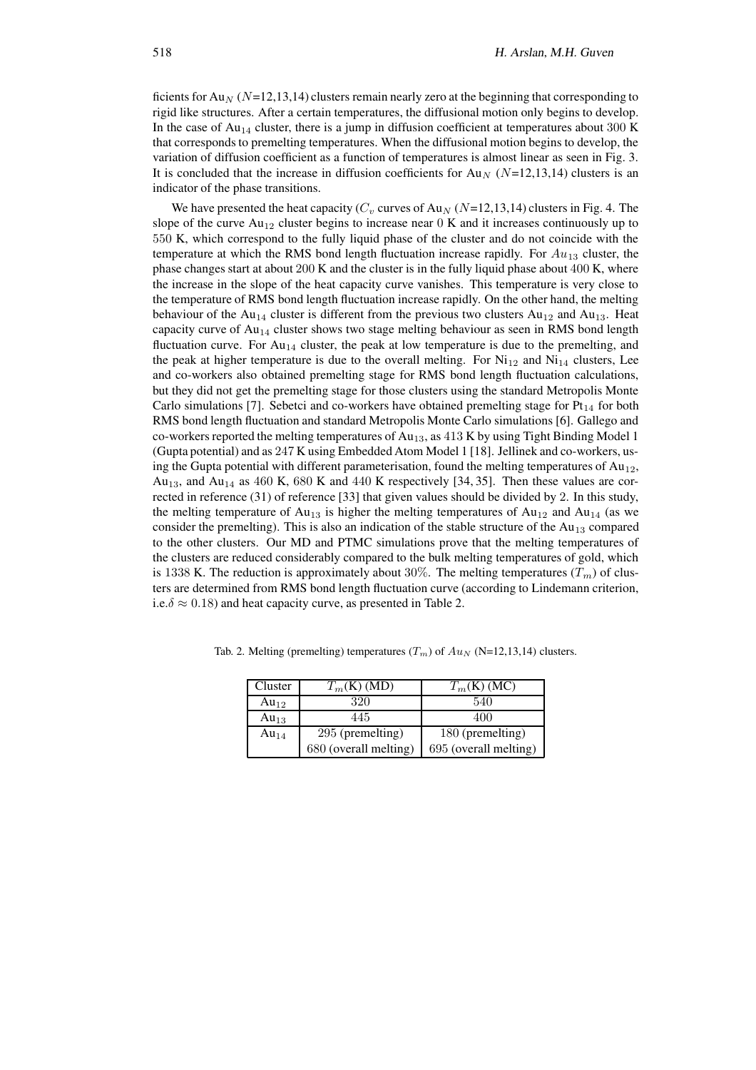ficients for $Au_N$ ($N$=12,13,14) clusters remain nearly zero at the beginning that corresponding to rigid like structures. After a certain temperatures, the diffusional motion only begins to develop. In the case of $Au_{14}$ cluster, there is a jump in diffusion coefficient at temperatures about 300 K that corresponds to premelting temperatures. When the diffusional motion begins to develop, the variation of diffusion coefficient as a function of temperatures is almost linear as seen in Fig. 3. It is concluded that the increase in diffusion coefficients for $Au_N$ ($N$=12,13,14) clusters is an indicator of the phase transitions.

We have presented the heat capacity ($C_v$ curves of $Au_N$ ($N$=12,13,14) clusters in Fig. 4. The slope of the curve $Au_{12}$ cluster begins to increase near 0 K and it increases continuously up to 550 K, which correspond to the fully liquid phase of the cluster and do not coincide with the temperature at which the RMS bond length fluctuation increase rapidly. For $Au_{13}$ cluster, the phase changes start at about 200 K and the cluster is in the fully liquid phase about 400 K, where the increase in the slope of the heat capacity curve vanishes. This temperature is very close to the temperature of RMS bond length fluctuation increase rapidly. On the other hand, the melting behaviour of the $Au_{14}$ cluster is different from the previous two clusters $Au_{12}$ and $Au_{13}$. Heat capacity curve of $Au_{14}$ cluster shows two stage melting behaviour as seen in RMS bond length fluctuation curve. For $Au_{14}$ cluster, the peak at low temperature is due to the premelting, and the peak at higher temperature is due to the overall melting. For $Ni_{12}$ and $Ni_{14}$ clusters, Lee and co-workers also obtained premelting stage for RMS bond length fluctuation calculations, but they did not get the premelting stage for those clusters using the standard Metropolis Monte Carlo simulations [7]. Sebetci and co-workers have obtained premelting stage for $Pt_{14}$ for both RMS bond length fluctuation and standard Metropolis Monte Carlo simulations [6]. Gallego and co-workers reported the melting temperatures of $Au_{13}$, as 413 K by using Tight Binding Model 1 (Gupta potential) and as 247 K using Embedded Atom Model 1 [18]. Jellinek and co-workers, using the Gupta potential with different parameterisation, found the melting temperatures of $Au_{12}$, $Au_{13}$, and $Au_{14}$ as 460 K, 680 K and 440 K respectively [34, 35]. Then these values are corrected in reference (31) of reference [33] that given values should be divided by 2. In this study, the melting temperature of $Au_{13}$ is higher the melting temperatures of $Au_{12}$ and $Au_{14}$ (as we consider the premelting). This is also an indication of the stable structure of the $Au_{13}$ compared to the other clusters. Our MD and PTMC simulations prove that the melting temperatures of the clusters are reduced considerably compared to the bulk melting temperatures of gold, which is 1338 K. The reduction is approximately about 30%. The melting temperatures ($T_m$) of clusters are determined from RMS bond length fluctuation curve (according to Lindemann criterion, i.e.$\delta \approx 0.18$) and heat capacity curve, as presented in Table 2.

Tab. 2. Melting (premelting) temperatures ($T_m$) of $Au_N$ (N=12,13,14) clusters.

| Cluster | $T_m$(K) (MD) | $T_m$(K) (MC) |
| --- | --- | --- |
| $Au_{12}$ | 320 | 540 |
| $Au_{13}$ | 445 | 400 |
| $Au_{14}$ | 295 (premelting) | 180 (premelting) |
| | 680 (overall melting) | 695 (overall melting) |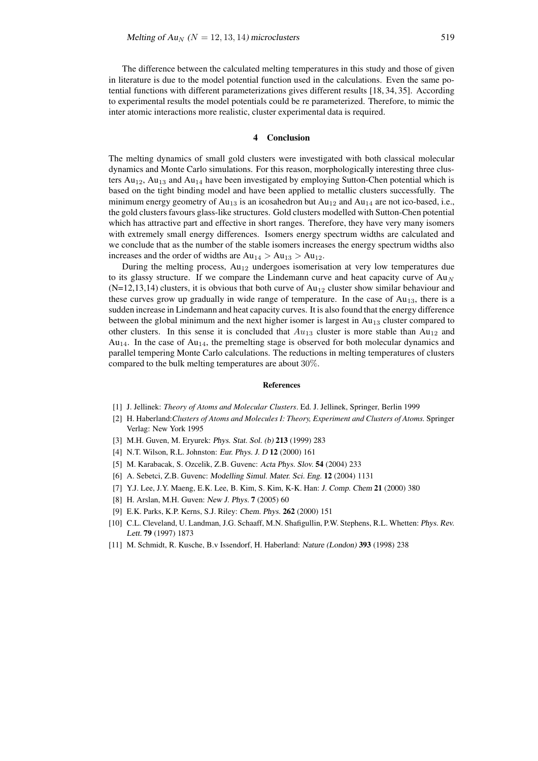The difference between the calculated melting temperatures in this study and those of given in literature is due to the model potential function used in the calculations. Even the same potential functions with different parameterizations gives different results [18, 34, 35]. According to experimental results the model potentials could be re parameterized. Therefore, to mimic the inter atomic interactions more realistic, cluster experimental data is required.

## 4 Conclusion

The melting dynamics of small gold clusters were investigated with both classical molecular dynamics and Monte Carlo simulations. For this reason, morphologically interesting three clusters $Au_{12}$, $Au_{13}$ and $Au_{14}$ have been investigated by employing Sutton-Chen potential which is based on the tight binding model and have been applied to metallic clusters successfully. The minimum energy geometry of $Au_{13}$ is an icosahedron but $Au_{12}$ and $Au_{14}$ are not ico-based, i.e., the gold clusters favours glass-like structures. Gold clusters modelled with Sutton-Chen potential which has attractive part and effective in short ranges. Therefore, they have very many isomers with extremely small energy differences. Isomers energy spectrum widths are calculated and we conclude that as the number of the stable isomers increases the energy spectrum widths also increases and the order of widths are $Au_{14} > Au_{13} > Au_{12}$.

During the melting process, $Au_{12}$ undergoes isomerisation at very low temperatures due to its glassy structure. If we compare the Lindemann curve and heat capacity curve of $Au_N$ (N=12,13,14) clusters, it is obvious that both curve of $Au_{12}$ cluster show similar behaviour and these curves grow up gradually in wide range of temperature. In the case of $Au_{13}$, there is a sudden increase in Lindemann and heat capacity curves. It is also found that the energy difference between the global minimum and the next higher isomer is largest in $Au_{13}$ cluster compared to other clusters. In this sense it is concluded that $Au_{13}$ cluster is more stable than $Au_{12}$ and $Au_{14}$. In the case of $Au_{14}$, the premelting stage is observed for both molecular dynamics and parallel tempering Monte Carlo calculations. The reductions in melting temperatures of clusters compared to the bulk melting temperatures are about $30\%$.

### References

[1] J. Jellinek: *Theory of Atoms and Molecular Clusters*. Ed. J. Jellinek, Springer, Berlin 1999

[2] H. Haberland:*Clusters of Atoms and Molecules I: Theory, Experiment and Clusters of Atoms.* Springer Verlag: New York 1995

[3] M.H. Guven, M. Eryurek: *Phys. Stat. Sol. (b)* **213** (1999) 283

[4] N.T. Wilson, R.L. Johnston: *Eur. Phys. J. D* **12** (2000) 161

[5] M. Karabacak, S. Ozcelik, Z.B. Guvenc: *Acta Phys. Slov.* **54** (2004) 233

[6] A. Sebetci, Z.B. Guvenc: *Modelling Simul. Mater. Sci. Eng.* **12** (2004) 1131

[7] Y.J. Lee, J.Y. Maeng, E.K. Lee, B. Kim, S. Kim, K-K. Han: *J. Comp. Chem* **21** (2000) 380

[8] H. Arslan, M.H. Guven: *New J. Phys.* **7** (2005) 60

[9] E.K. Parks, K.P. Kerns, S.J. Riley: *Chem. Phys.* **262** (2000) 151

[10] C.L. Cleveland, U. Landman, J.G. Schaaff, M.N. Shafigullin, P.W. Stephens, R.L. Whetten: *Phys. Rev. Lett.* **79** (1997) 1873

[11] M. Schmidt, R. Kusche, B.v Issendorf, H. Haberland: *Nature (London)* **393** (1998) 238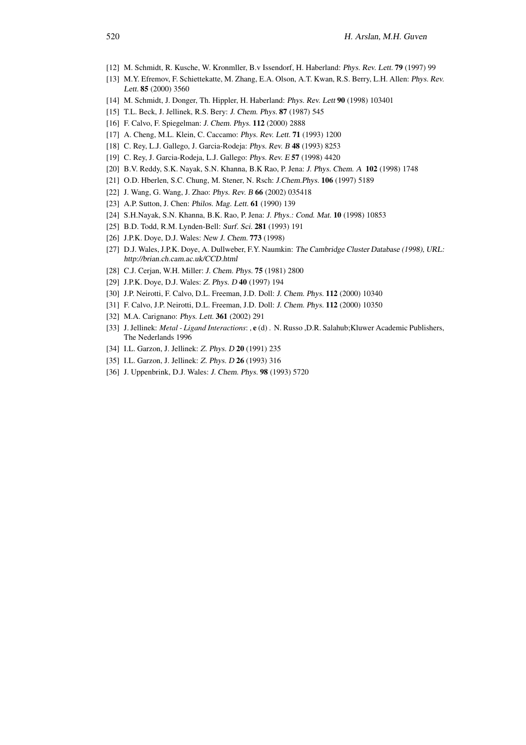- [12] M. Schmidt, R. Kusche, W. Kronmller, B.v Issendorf, H. Haberland: *Phys. Rev. Lett.* **79** (1997) 99
- [13] M.Y. Efremov, F. Schiettekatte, M. Zhang, E.A. Olson, A.T. Kwan, R.S. Berry, L.H. Allen: *Phys. Rev. Lett.* **85** (2000) 3560
- [14] M. Schmidt, J. Donger, Th. Hippler, H. Haberland: *Phys. Rev. Lett* **90** (1998) 103401
- [15] T.L. Beck, J. Jellinek, R.S. Bery: *J. Chem. Phys.* **87** (1987) 545
- [16] F. Calvo, F. Spiegelman: *J. Chem. Phys.* **112** (2000) 2888
- [17] A. Cheng, M.L. Klein, C. Caccamo: *Phys. Rev. Lett.* **71** (1993) 1200
- [18] C. Rey, L.J. Gallego, J. Garcia-Rodeja: *Phys. Rev. B* **48** (1993) 8253
- [19] C. Rey, J. Garcia-Rodeja, L.J. Gallego: *Phys. Rev. E* **57** (1998) 4420
- [20] B.V. Reddy, S.K. Nayak, S.N. Khanna, B.K Rao, P. Jena: *J. Phys. Chem. A* **102** (1998) 1748
- [21] O.D. Hberlen, S.C. Chung, M. Stener, N. Rsch: *J.Chem.Phys.* **106** (1997) 5189
- [22] J. Wang, G. Wang, J. Zhao: *Phys. Rev. B* **66** (2002) 035418
- [23] A.P. Sutton, J. Chen: *Philos. Mag. Lett.* **61** (1990) 139
- [24] S.H.Nayak, S.N. Khanna, B.K. Rao, P. Jena: *J. Phys.: Cond. Mat.* **10** (1998) 10853
- [25] B.D. Todd, R.M. Lynden-Bell: *Surf. Sci.* **281** (1993) 191
- [26] J.P.K. Doye, D.J. Wales: *New J. Chem.* **773** (1998)
- [27] D.J. Wales, J.P.K. Doye, A. Dullweber, F.Y. Naumkin: *The Cambridge Cluster Database (1998), URL: http://brian.ch.cam.ac.uk/CCD.html*
- [28] C.J. Cerjan, W.H. Miller: *J. Chem. Phys.* **75** (1981) 2800
- [29] J.P.K. Doye, D.J. Wales: *Z. Phys. D* **40** (1997) 194
- [30] J.P. Neirotti, F. Calvo, D.L. Freeman, J.D. Doll: *J. Chem. Phys.* **112** (2000) 10340
- [31] F. Calvo, J.P. Neirotti, D.L. Freeman, J.D. Doll: *J. Chem. Phys.* **112** (2000) 10350
- [32] M.A. Carignano: *Phys. Lett.* **361** (2002) 291
- [33] J. Jellinek: *Metal - Ligand Interactions*: , **e** (d) . N. Russo ,D.R. Salahub;Kluwer Academic Publishers, The Nederlands 1996
- [34] I.L. Garzon, J. Jellinek: *Z. Phys. D* **20** (1991) 235
- [35] I.L. Garzon, J. Jellinek: *Z. Phys. D* **26** (1993) 316
- [36] J. Uppenbrink, D.J. Wales: *J. Chem. Phys.* **98** (1993) 5720